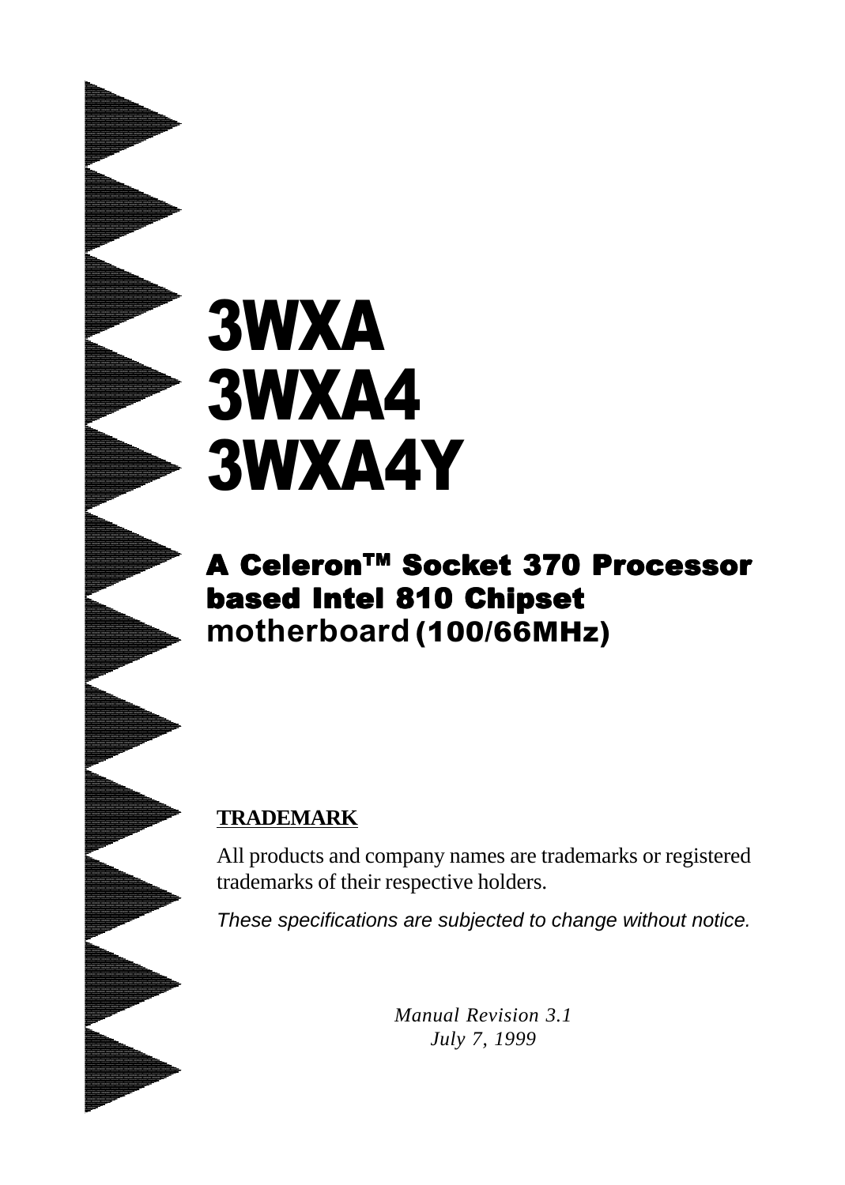# 3WXA
# 3WXA4
# 3WXA4Y

## A Celeron™ Socket 370 Processor based Intel 810 Chipset motherboard (100/66MHz)

**TRADEMARK**

All products and company names are trademarks or registered trademarks of their respective holders.

*These specifications are subjected to change without notice.*

*Manual Revision 3.1*
*July 7, 1999*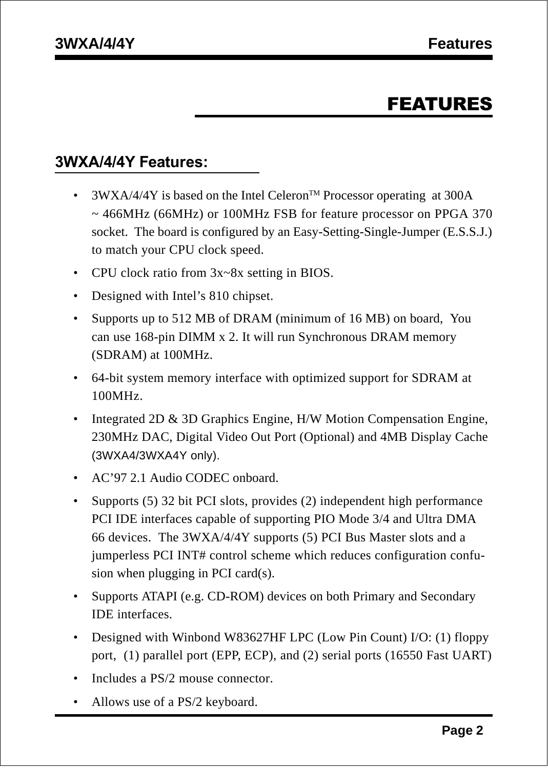# FEATURES

## 3WXA/4/4Y Features:

- 3WXA/4/4Y is based on the Intel Celeron$^{TM}$ Processor operating at 300A ~ 466MHz (66MHz) or 100MHz FSB for feature processor on PPGA 370 socket. The board is configured by an Easy-Setting-Single-Jumper (E.S.S.J.) to match your CPU clock speed.
- CPU clock ratio from 3x~8x setting in BIOS.
- Designed with Intel's 810 chipset.
- Supports up to 512 MB of DRAM (minimum of 16 MB) on board, You can use 168-pin DIMM x 2. It will run Synchronous DRAM memory (SDRAM) at 100MHz.
- 64-bit system memory interface with optimized support for SDRAM at 100MHz.
- Integrated 2D & 3D Graphics Engine, H/W Motion Compensation Engine, 230MHz DAC, Digital Video Out Port (Optional) and 4MB Display Cache (3WXA4/3WXA4Y only).
- AC'97 2.1 Audio CODEC onboard.
- Supports (5) 32 bit PCI slots, provides (2) independent high performance PCI IDE interfaces capable of supporting PIO Mode 3/4 and Ultra DMA 66 devices. The 3WXA/4/4Y supports (5) PCI Bus Master slots and a jumperless PCI INT# control scheme which reduces configuration confusion when plugging in PCI card(s).
- Supports ATAPI (e.g. CD-ROM) devices on both Primary and Secondary IDE interfaces.
- Designed with Winbond W83627HF LPC (Low Pin Count) I/O: (1) floppy port, (1) parallel port (EPP, ECP), and (2) serial ports (16550 Fast UART)
- Includes a PS/2 mouse connector.
- Allows use of a PS/2 keyboard.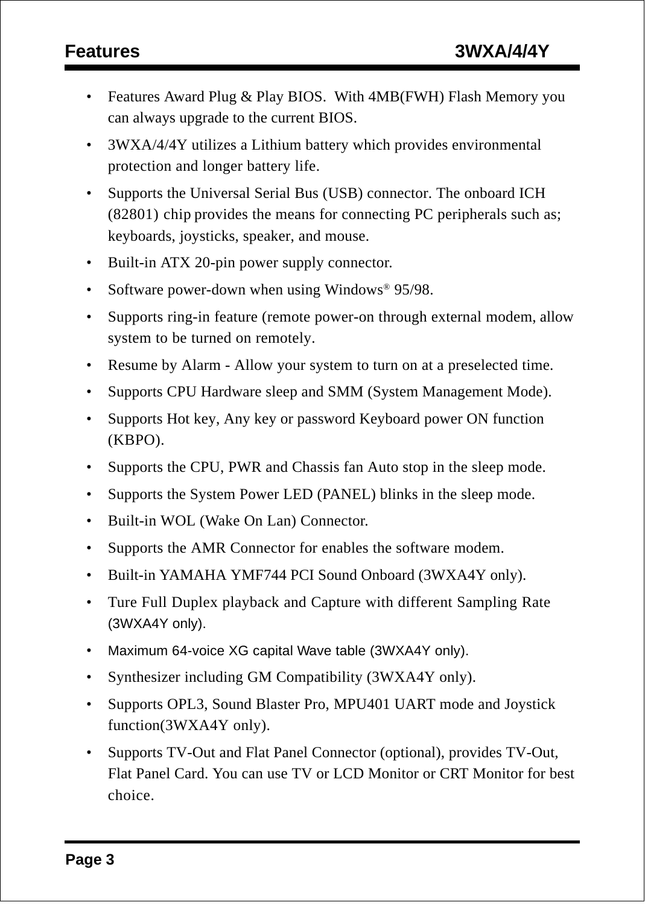- Features Award Plug & Play BIOS. With 4MB(FWH) Flash Memory you can always upgrade to the current BIOS.
- 3WXA/4/4Y utilizes a Lithium battery which provides environmental protection and longer battery life.
- Supports the Universal Serial Bus (USB) connector. The onboard ICH (82801) chip provides the means for connecting PC peripherals such as; keyboards, joysticks, speaker, and mouse.
- Built-in ATX 20-pin power supply connector.
- Software power-down when using Windows® 95/98.
- Supports ring-in feature (remote power-on through external modem, allow system to be turned on remotely.
- Resume by Alarm - Allow your system to turn on at a preselected time.
- Supports CPU Hardware sleep and SMM (System Management Mode).
- Supports Hot key, Any key or password Keyboard power ON function (KBPO).
- Supports the CPU, PWR and Chassis fan Auto stop in the sleep mode.
- Supports the System Power LED (PANEL) blinks in the sleep mode.
- Built-in WOL (Wake On Lan) Connector.
- Supports the AMR Connector for enables the software modem.
- Built-in YAMAHA YMF744 PCI Sound Onboard (3WXA4Y only).
- Ture Full Duplex playback and Capture with different Sampling Rate (3WXA4Y only).
- Maximum 64-voice XG capital Wave table (3WXA4Y only).
- Synthesizer including GM Compatibility (3WXA4Y only).
- Supports OPL3, Sound Blaster Pro, MPU401 UART mode and Joystick function(3WXA4Y only).
- Supports TV-Out and Flat Panel Connector (optional), provides TV-Out, Flat Panel Card. You can use TV or LCD Monitor or CRT Monitor for best choice.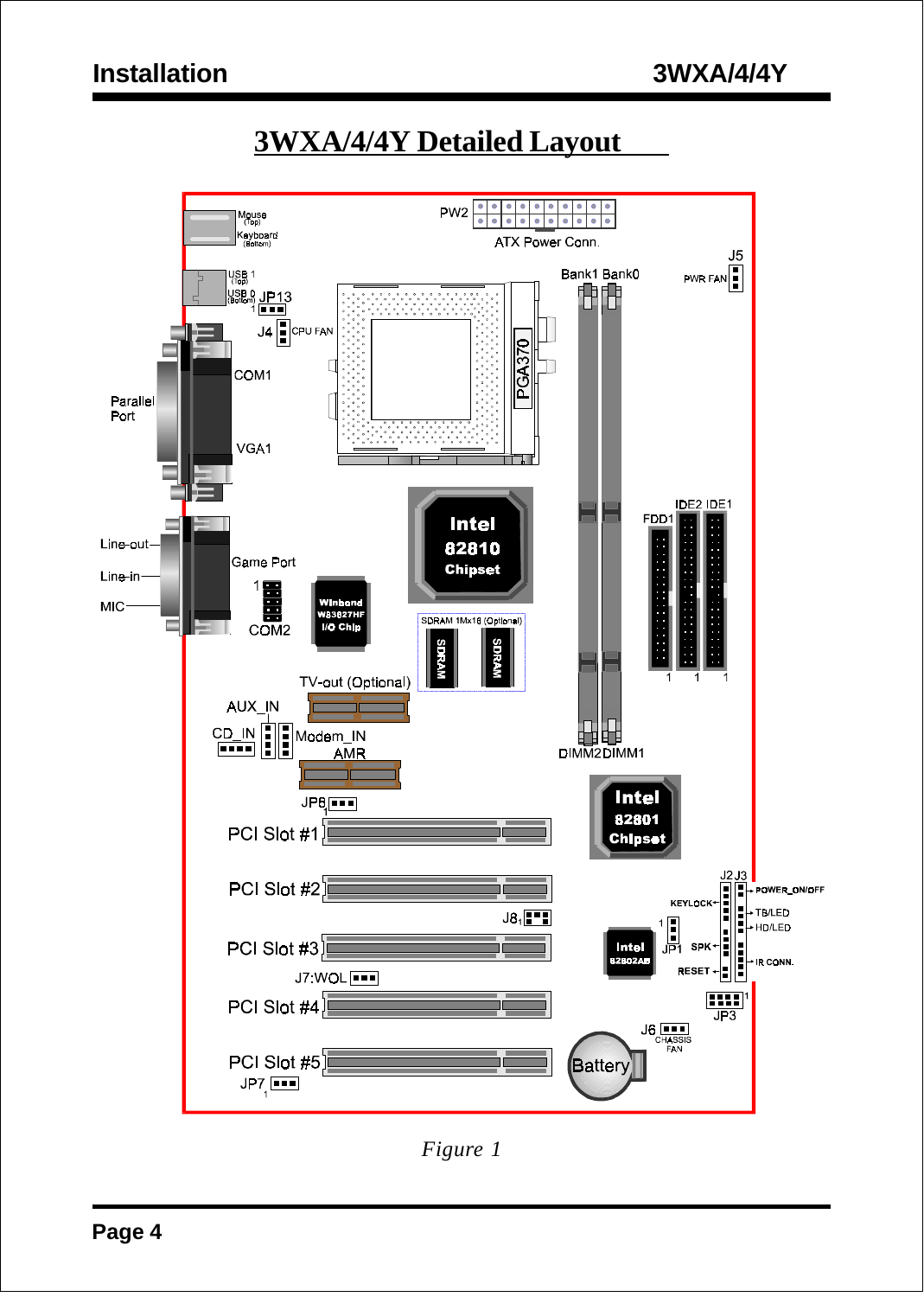# 3WXA/4/4Y Detailed Layout

Mouse (Top)
Keyboard (Bottom)

PW2

ATX Power Conn.

J5

PWR FAN

USB 1 (Top)
USB 0 (Bottom)

JP13

J4 CPU FAN

Bank1 Bank0

PGA370

COM1

Parallel Port

VGA1

Intel 82810 Chipset

IDE2 IDE1

FDD1

Line-out

Line-in

MIC

Game Port

COM2

Winbond W83627HF I/O Chip

SDRAM 1Mx16 (Optional)

SDRAM SDRAM

TV-out (Optional)

AUX_IN

CD_IN

Modem_IN

AMR

DIMM2 DIMM1

JP6

Intel 82801 Chipset

PCI Slot #1

PCI Slot #2

J8

J2 J3

POWER_ON/OFF

KEYLOCK

TB/LED

HD/LED

JP1

SPK

Intel 82802AB

RESET

IR CONN.

PCI Slot #3

J7:WOL

PCI Slot #4

JP3

J6

CHASSIS FAN

PCI Slot #5

Battery

JP7

*Figure 1*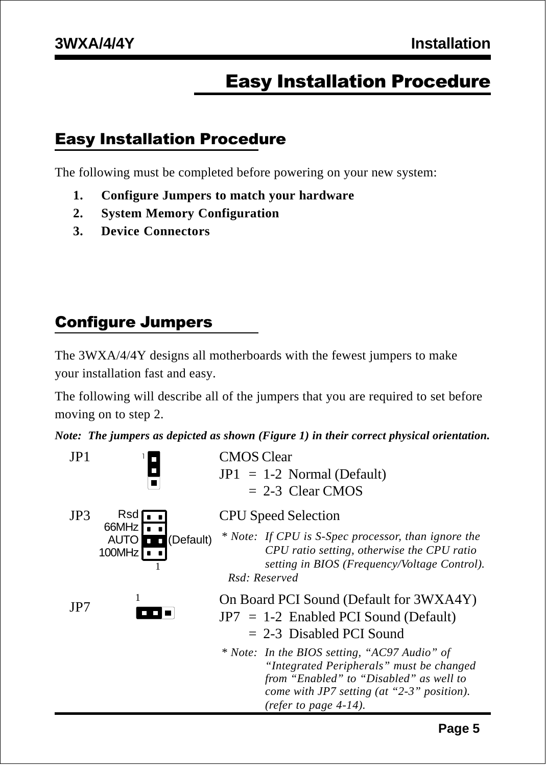# Easy Installation Procedure

## Easy Installation Procedure

The following must be completed before powering on your new system:

1. **Configure Jumpers to match your hardware**
2. **System Memory Configuration**
3. **Device Connectors**

## Configure Jumpers

The 3WXA/4/4Y designs all motherboards with the fewest jumpers to make your installation fast and easy.

The following will describe all of the jumpers that you are required to set before moving on to step 2.

***Note: The jumpers as depicted as shown (Figure 1) in their correct physical orientation.***

**JP1**

CMOS Clear

JP1 = 1-2 Normal (Default)
  = 2-3 Clear CMOS

**JP3**

Rsd
66MHz
AUTO (Default)
100MHz

CPU Speed Selection

*\* Note: If CPU is S-Spec processor, than ignore the CPU ratio setting, otherwise the CPU ratio setting in BIOS (Frequency/Voltage Control).*

*Rsd: Reserved*

**JP7**

On Board PCI Sound (Default for 3WXA4Y)

JP7 = 1-2 Enabled PCI Sound (Default)
  = 2-3 Disabled PCI Sound

*\* Note: In the BIOS setting, "AC97 Audio" of "Integrated Peripherals" must be changed from "Enabled" to "Disabled" as well to come with JP7 setting (at "2-3" position). (refer to page 4-14).*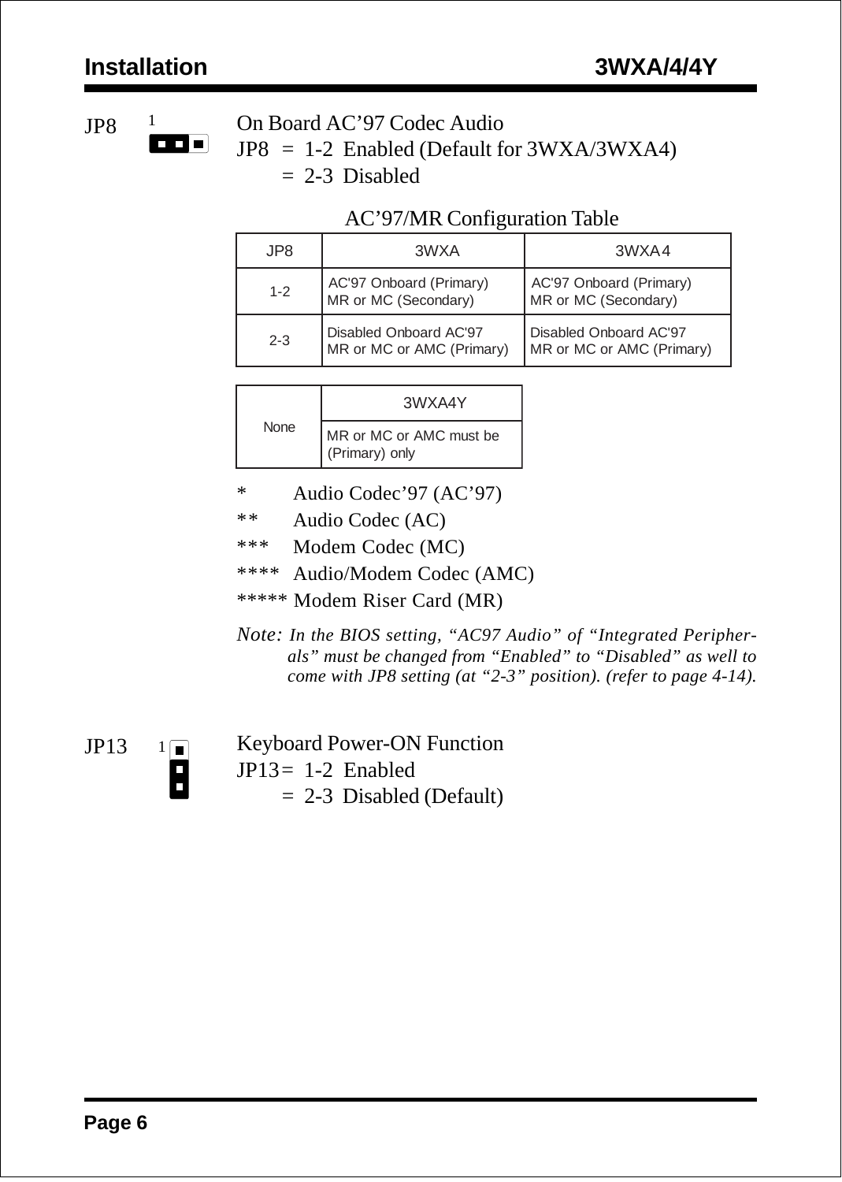JP8

On Board AC'97 Codec Audio
JP8 = 1-2 Enabled (Default for 3WXA/3WXA4)
= 2-3 Disabled

AC'97/MR Configuration Table

| JP8 | 3WXA | 3WXA4 |
|---|---|---|
| 1-2 | AC'97 Onboard (Primary) MR or MC (Secondary) | AC'97 Onboard (Primary) MR or MC (Secondary) |
| 2-3 | Disabled Onboard AC'97 MR or MC or AMC (Primary) | Disabled Onboard AC'97 MR or MC or AMC (Primary) |

| | 3WXA4Y |
|---|---|
| None | MR or MC or AMC must be (Primary) only |

* Audio Codec'97 (AC'97)
** Audio Codec (AC)
*** Modem Codec (MC)
**** Audio/Modem Codec (AMC)
***** Modem Riser Card (MR)

*Note: In the BIOS setting, "AC97 Audio" of "Integrated Peripherals" must be changed from "Enabled" to "Disabled" as well to come with JP8 setting (at "2-3" position). (refer to page 4-14).*

JP13

Keyboard Power-ON Function
JP13 = 1-2 Enabled
= 2-3 Disabled (Default)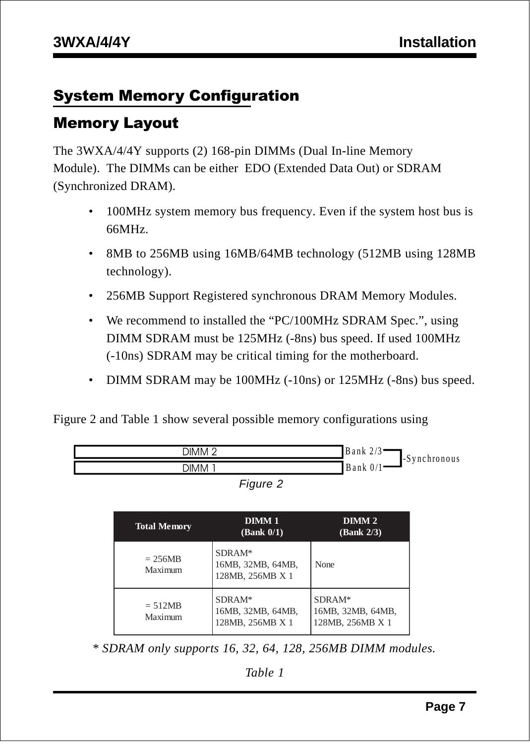## System Memory Configuration

## Memory Layout

The 3WXA/4/4Y supports (2) 168-pin DIMMs (Dual In-line Memory Module). The DIMMs can be either EDO (Extended Data Out) or SDRAM (Synchronized DRAM).

- 100MHz system memory bus frequency. Even if the system host bus is 66MHz.
- 8MB to 256MB using 16MB/64MB technology (512MB using 128MB technology).
- 256MB Support Registered synchronous DRAM Memory Modules.
- We recommend to installed the “PC/100MHz SDRAM Spec.”, using DIMM SDRAM must be 125MHz (-8ns) bus speed. If used 100MHz (-10ns) SDRAM may be critical timing for the motherboard.
- DIMM SDRAM may be 100MHz (-10ns) or 125MHz (-8ns) bus speed.

Figure 2 and Table 1 show several possible memory configurations using

| | | |
|---|---|---|
| DIMM 2 | Bank 2/3 | -Synchronous |
| DIMM 1 | Bank 0/1 | |

*Figure 2*

| Total Memory | DIMM 1 (Bank 0/1) | DIMM 2 (Bank 2/3) |
|---|---|---|
| = 256MB Maximum | SDRAM* 16MB, 32MB, 64MB, 128MB, 256MB X 1 | None |
| = 512MB Maximum | SDRAM* 16MB, 32MB, 64MB, 128MB, 256MB X 1 | SDRAM* 16MB, 32MB, 64MB, 128MB, 256MB X 1 |

*\* SDRAM only supports 16, 32, 64, 128, 256MB DIMM modules.*

*Table 1*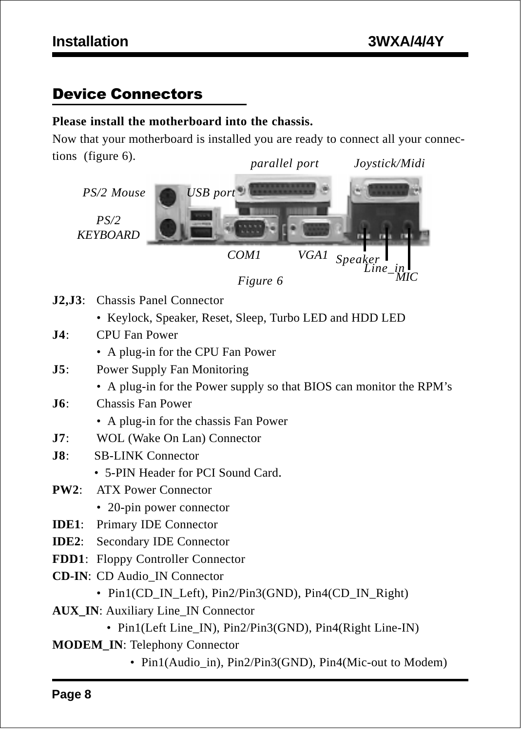## Device Connectors

**Please install the motherboard into the chassis.**

Now that your motherboard is installed you are ready to connect all your connections (figure 6).

parallel port Joystick/Midi

PS/2 Mouse USB port

PS/2 KEYBOARD

COM1 VGA1 Speaker Line_in MIC

Figure 6

**J2,J3**: Chassis Panel Connector
- Keylock, Speaker, Reset, Sleep, Turbo LED and HDD LED

**J4**: CPU Fan Power
- A plug-in for the CPU Fan Power

**J5**: Power Supply Fan Monitoring
- A plug-in for the Power supply so that BIOS can monitor the RPM's

**J6**: Chassis Fan Power
- A plug-in for the chassis Fan Power

**J7**: WOL (Wake On Lan) Connector

**J8**: SB-LINK Connector
- 5-PIN Header for PCI Sound Card.

**PW2**: ATX Power Connector
- 20-pin power connector

**IDE1**: Primary IDE Connector

**IDE2**: Secondary IDE Connector

**FDD1**: Floppy Controller Connector

**CD-IN**: CD Audio_IN Connector
- Pin1(CD_IN_Left), Pin2/Pin3(GND), Pin4(CD_IN_Right)

**AUX_IN**: Auxiliary Line_IN Connector
- Pin1(Left Line_IN), Pin2/Pin3(GND), Pin4(Right Line-IN)

**MODEM_IN**: Telephony Connector
- Pin1(Audio_in), Pin2/Pin3(GND), Pin4(Mic-out to Modem)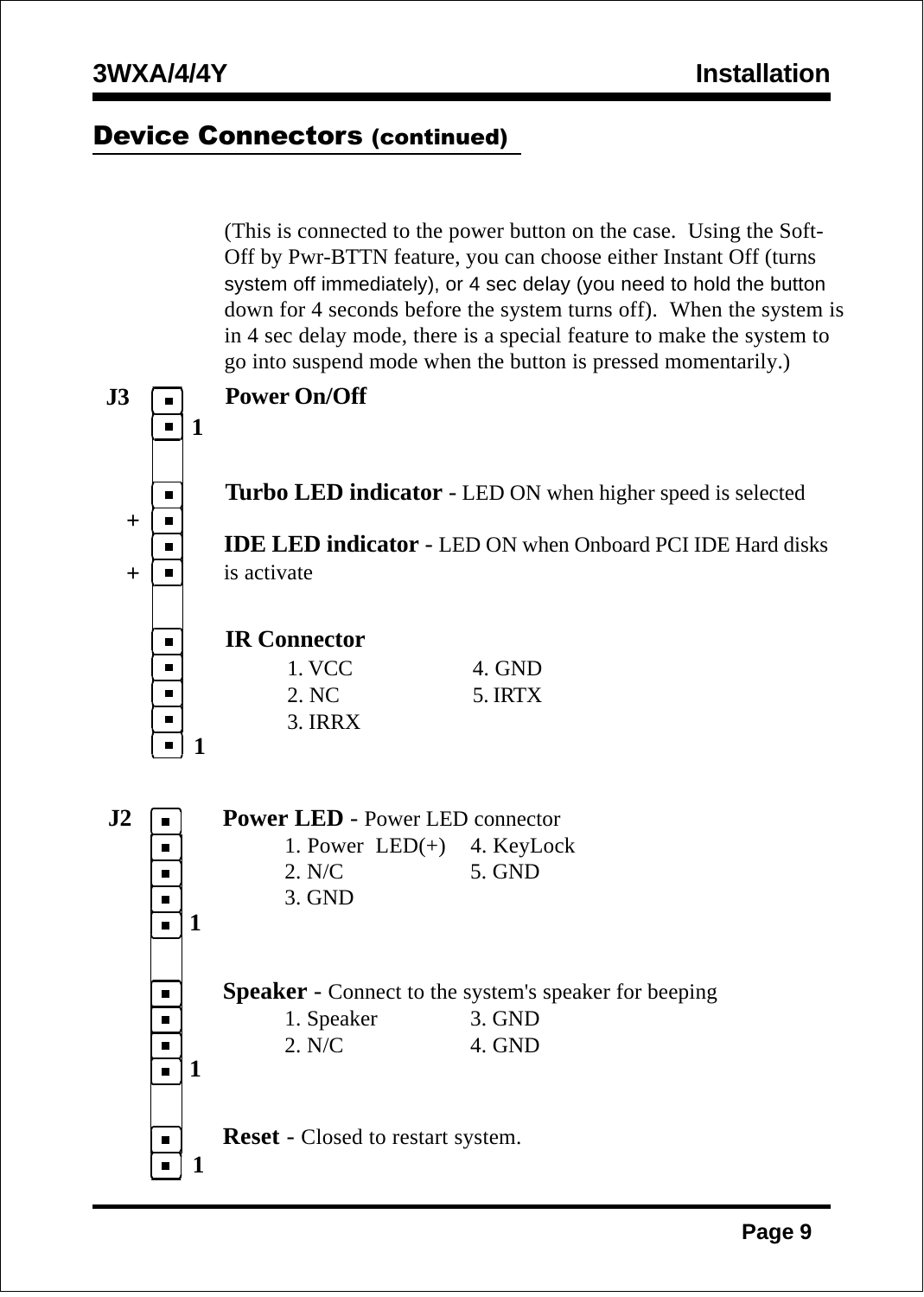## Device Connectors (continued)

(This is connected to the power button on the case. Using the Soft-Off by Pwr-BTTN feature, you can choose either Instant Off (turns system off immediately), or 4 sec delay (you need to hold the button down for 4 seconds before the system turns off). When the system is in 4 sec delay mode, there is a special feature to make the system to go into suspend mode when the button is pressed momentarily.)

J3

**Power On/Off**

1

**Turbo LED indicator** - LED ON when higher speed is selected

+

**IDE LED indicator** - LED ON when Onboard PCI IDE Hard disks is activate

+

**IR Connector**

| | |
|---|---|
| 1. VCC | 4. GND |
| 2. NC | 5. IRTX |
| 3. IRRX | |

1

J2

**Power LED** - Power LED connector

| | |
|---|---|
| 1. Power LED(+) | 4. KeyLock |
| 2. N/C | 5. GND |
| 3. GND | |

1

**Speaker** - Connect to the system's speaker for beeping

| | |
|---|---|
| 1. Speaker | 3. GND |
| 2. N/C | 4. GND |

1

**Reset** - Closed to restart system.

1